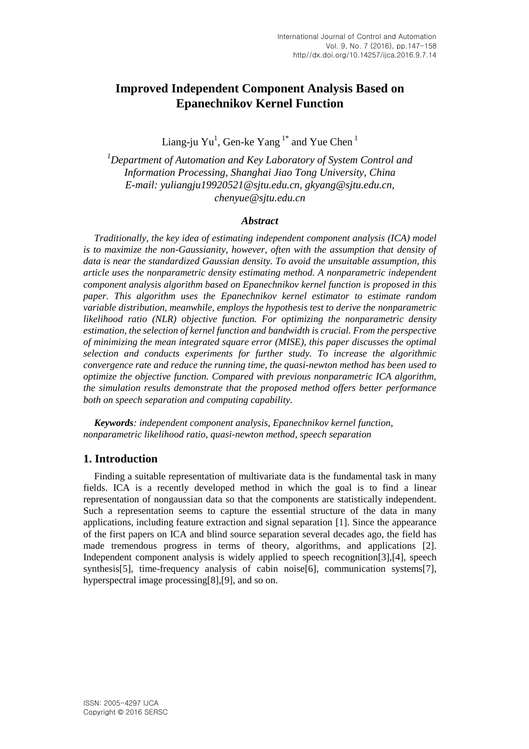# Improved Independent Component Analysis Based on Epanechnikov Kernel Function

Liang-ju Yu[1], Gen-ke Yang[1*] and Yue Chen[1]

*[1]Department of Automation and Key Laboratory of System Control and Information Processing, Shanghai Jiao Tong University, China*
*E-mail: yuliangju19920521@sjtu.edu.cn, gkyang@sjtu.edu.cn, chenyue@sjtu.edu.cn*

### *Abstract*

*Traditionally, the key idea of estimating independent component analysis (ICA) model is to maximize the non-Gaussianity, however, often with the assumption that density of data is near the standardized Gaussian density. To avoid the unsuitable assumption, this article uses the nonparametric density estimating method. A nonparametric independent component analysis algorithm based on Epanechnikov kernel function is proposed in this paper. This algorithm uses the Epanechnikov kernel estimator to estimate random variable distribution, meanwhile, employs the hypothesis test to derive the nonparametric likelihood ratio (NLR) objective function. For optimizing the nonparametric density estimation, the selection of kernel function and bandwidth is crucial. From the perspective of minimizing the mean integrated square error (MISE), this paper discusses the optimal selection and conducts experiments for further study. To increase the algorithmic convergence rate and reduce the running time, the quasi-newton method has been used to optimize the objective function. Compared with previous nonparametric ICA algorithm, the simulation results demonstrate that the proposed method offers better performance both on speech separation and computing capability.*

***Keywords**: independent component analysis, Epanechnikov kernel function, nonparametric likelihood ratio, quasi-newton method, speech separation*

## 1. Introduction

Finding a suitable representation of multivariate data is the fundamental task in many fields. ICA is a recently developed method in which the goal is to find a linear representation of nongaussian data so that the components are statistically independent. Such a representation seems to capture the essential structure of the data in many applications, including feature extraction and signal separation [1]. Since the appearance of the first papers on ICA and blind source separation several decades ago, the field has made tremendous progress in terms of theory, algorithms, and applications [2]. Independent component analysis is widely applied to speech recognition[3],[4], speech synthesis[5], time-frequency analysis of cabin noise[6], communication systems[7], hyperspectral image processing[8],[9], and so on.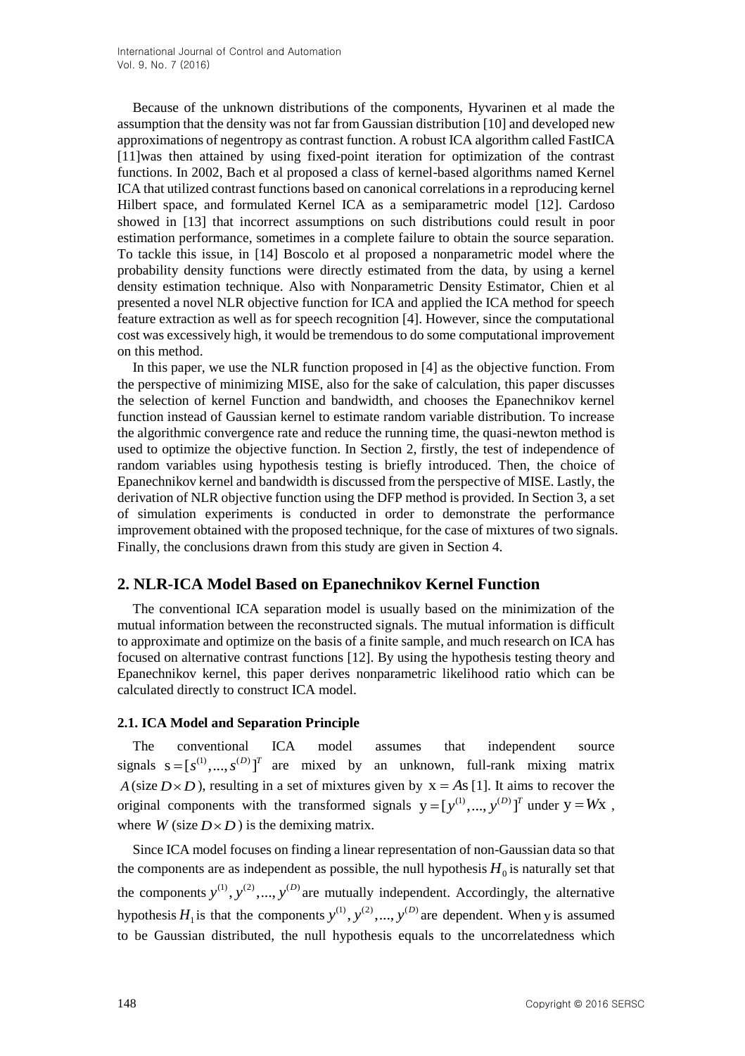Because of the unknown distributions of the components, Hyvarinen et al made the assumption that the density was not far from Gaussian distribution [10] and developed new approximations of negentropy as contrast function. A robust ICA algorithm called FastICA [11]was then attained by using fixed-point iteration for optimization of the contrast functions. In 2002, Bach et al proposed a class of kernel-based algorithms named Kernel ICA that utilized contrast functions based on canonical correlations in a reproducing kernel Hilbert space, and formulated Kernel ICA as a semiparametric model [12]. Cardoso showed in [13] that incorrect assumptions on such distributions could result in poor estimation performance, sometimes in a complete failure to obtain the source separation. To tackle this issue, in [14] Boscolo et al proposed a nonparametric model where the probability density functions were directly estimated from the data, by using a kernel density estimation technique. Also with Nonparametric Density Estimator, Chien et al presented a novel NLR objective function for ICA and applied the ICA method for speech feature extraction as well as for speech recognition [4]. However, since the computational cost was excessively high, it would be tremendous to do some computational improvement on this method.

In this paper, we use the NLR function proposed in [4] as the objective function. From the perspective of minimizing MISE, also for the sake of calculation, this paper discusses the selection of kernel Function and bandwidth, and chooses the Epanechnikov kernel function instead of Gaussian kernel to estimate random variable distribution. To increase the algorithmic convergence rate and reduce the running time, the quasi-newton method is used to optimize the objective function. In Section 2, firstly, the test of independence of random variables using hypothesis testing is briefly introduced. Then, the choice of Epanechnikov kernel and bandwidth is discussed from the perspective of MISE. Lastly, the derivation of NLR objective function using the DFP method is provided. In Section 3, a set of simulation experiments is conducted in order to demonstrate the performance improvement obtained with the proposed technique, for the case of mixtures of two signals. Finally, the conclusions drawn from this study are given in Section 4.

## 2. NLR-ICA Model Based on Epanechnikov Kernel Function

The conventional ICA separation model is usually based on the minimization of the mutual information between the reconstructed signals. The mutual information is difficult to approximate and optimize on the basis of a finite sample, and much research on ICA has focused on alternative contrast functions [12]. By using the hypothesis testing theory and Epanechnikov kernel, this paper derives nonparametric likelihood ratio which can be calculated directly to construct ICA model.

### 2.1. ICA Model and Separation Principle

The conventional ICA model assumes that independent source signals $\mathrm{s}=[s^{(1)},...,s^{(D)}]^T$ are mixed by an unknown, full-rank mixing matrix $A$ (size $D\times D$), resulting in a set of mixtures given by $\mathrm{x}=A\mathrm{s}$ [1]. It aims to recover the original components with the transformed signals $\mathrm{y}=[y^{(1)},...,y^{(D)}]^T$ under $\mathrm{y}=W\mathrm{x}$, where $W$ (size $D\times D$) is the demixing matrix.

Since ICA model focuses on finding a linear representation of non-Gaussian data so that the components are as independent as possible, the null hypothesis $H_0$ is naturally set that the components $y^{(1)}, y^{(2)},..., y^{(D)}$ are mutually independent. Accordingly, the alternative hypothesis $H_1$ is that the components $y^{(1)}, y^{(2)},..., y^{(D)}$ are dependent. When $\mathrm{y}$ is assumed to be Gaussian distributed, the null hypothesis equals to the uncorrelatedness which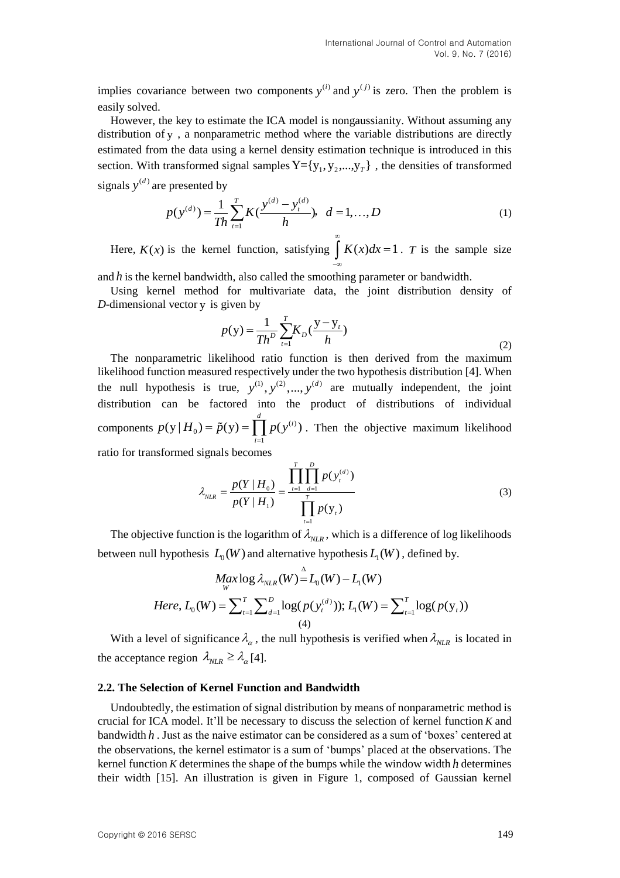implies covariance between two components $y^{(i)}$ and $y^{(j)}$ is zero. Then the problem is easily solved.

However, the key to estimate the ICA model is nongaussianity. Without assuming any distribution of $\mathrm{y}$, a nonparametric method where the variable distributions are directly estimated from the data using a kernel density estimation technique is introduced in this section. With transformed signal samples $\mathrm{Y}=\{\mathrm{y}_1, \mathrm{y}_2, ..., \mathrm{y}_T\}$, the densities of transformed signals $y^{(d)}$ are presented by

$$p(y^{(d)}) = \frac{1}{Th}\sum_{t=1}^{T} K\left(\frac{y^{(d)} - y_t^{(d)}}{h}\right), \quad d = 1, \ldots, D \tag{1}$$

Here, $K(x)$ is the kernel function, satisfying $\int_{-\infty}^{\infty} K(x)dx = 1$. $T$ is the sample size and $h$ is the kernel bandwidth, also called the smoothing parameter or bandwidth.

Using kernel method for multivariate data, the joint distribution density of $D$-dimensional vector $\mathrm{y}$ is given by

$$p(\mathrm{y}) = \frac{1}{Th^D}\sum_{t=1}^{T} K_D\left(\frac{\mathrm{y} - \mathrm{y}_t}{h}\right) \tag{2}$$

The nonparametric likelihood ratio function is then derived from the maximum likelihood function measured respectively under the two hypothesis distribution [4]. When the null hypothesis is true, $y^{(1)}, y^{(2)}, ..., y^{(d)}$ are mutually independent, the joint distribution can be factored into the product of distributions of individual components $p(\mathrm{y} \mid H_0) = \tilde{p}(\mathrm{y}) = \prod_{i=1}^{d} p(y^{(i)})$. Then the objective maximum likelihood ratio for transformed signals becomes

$$\lambda_{NLR} = \frac{p(Y \mid H_0)}{p(Y \mid H_1)} = \frac{\prod_{t=1}^{T}\prod_{d=1}^{D} p(y_t^{(d)})}{\prod_{t=1}^{T} p(\mathrm{y}_t)} \tag{3}$$

The objective function is the logarithm of $\lambda_{NLR}$, which is a difference of log likelihoods between null hypothesis $L_0(W)$ and alternative hypothesis $L_1(W)$, defined by.

$$\underset{W}{Max} \log \lambda_{NLR}(W) \overset{\Delta}{=} L_0(W) - L_1(W)$$
$$Here,\ L_0(W) = \sum_{t=1}^{T}\sum_{d=1}^{D} \log(p(y_t^{(d)}));\ L_1(W) = \sum_{t=1}^{T} \log(p(\mathrm{y}_t)) \tag{4}$$

With a level of significance $\lambda_\alpha$, the null hypothesis is verified when $\lambda_{NLR}$ is located in the acceptance region $\lambda_{NLR} \geq \lambda_\alpha$ [4].

### 2.2. The Selection of Kernel Function and Bandwidth

Undoubtedly, the estimation of signal distribution by means of nonparametric method is crucial for ICA model. It'll be necessary to discuss the selection of kernel function $K$ and bandwidth $h$. Just as the naive estimator can be considered as a sum of 'boxes' centered at the observations, the kernel estimator is a sum of 'bumps' placed at the observations. The kernel function $K$ determines the shape of the bumps while the window width $h$ determines their width [15]. An illustration is given in Figure 1, composed of Gaussian kernel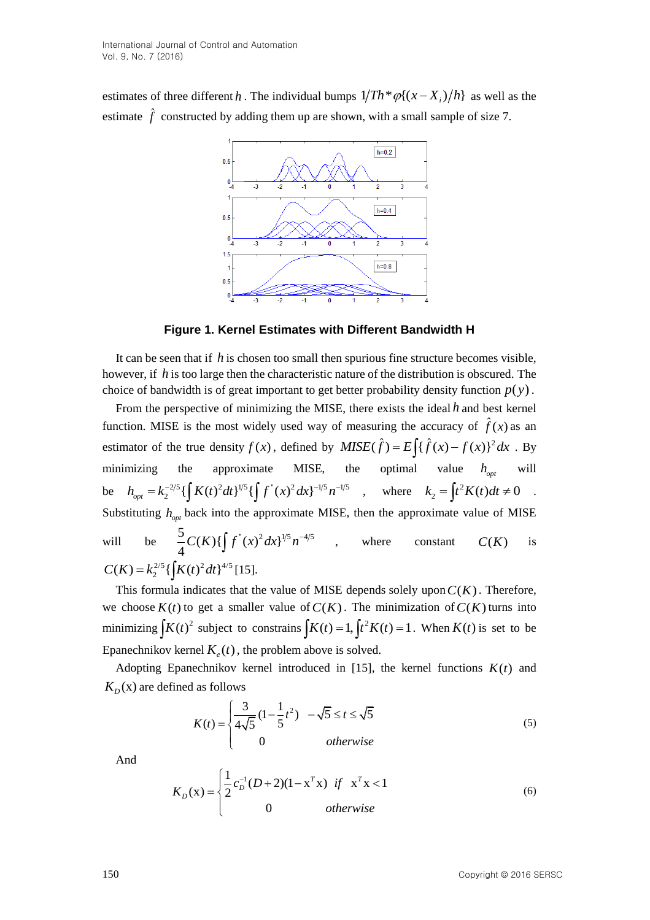estimates of three different $h$. The individual bumps $1/Th*\varphi\{(x-X_i)/h\}$ as well as the estimate $\hat{f}$ constructed by adding them up are shown, with a small sample of size 7.

**Figure 1. Kernel Estimates with Different Bandwidth H**

It can be seen that if $h$ is chosen too small then spurious fine structure becomes visible, however, if $h$ is too large then the characteristic nature of the distribution is obscured. The choice of bandwidth is of great important to get better probability density function $p(y)$.

From the perspective of minimizing the MISE, there exists the ideal $h$ and best kernel function. MISE is the most widely used way of measuring the accuracy of $\hat{f}(x)$ as an estimator of the true density $f(x)$, defined by $MISE(\hat{f}) = E\int\{\hat{f}(x) - f(x)\}^2 dx$. By minimizing the approximate MISE, the optimal value $h_{opt}$ will be $h_{opt} = k_2^{-2/5}\{\int K(t)^2 dt\}^{1/5}\{\int f''(x)^2 dx\}^{-1/5} n^{-1/5}$, where $k_2 = \int t^2 K(t) dt \neq 0$. Substituting $h_{opt}$ back into the approximate MISE, then the approximate value of MISE will be $\frac{5}{4}C(K)\{\int f''(x)^2 dx\}^{1/5} n^{-4/5}$, where constant $C(K)$ is $C(K) = k_2^{2/5}\{\int K(t)^2 dt\}^{4/5}$ [15].

This formula indicates that the value of MISE depends solely upon $C(K)$. Therefore, we choose $K(t)$ to get a smaller value of $C(K)$. The minimization of $C(K)$ turns into minimizing $\int K(t)^2$ subject to constrains $\int K(t) = 1, \int t^2 K(t) = 1$. When $K(t)$ is set to be Epanechnikov kernel $K_e(t)$, the problem above is solved.

Adopting Epanechnikov kernel introduced in [15], the kernel functions $K(t)$ and $K_D(\mathrm{x})$ are defined as follows

$$K(t) = \begin{cases} \frac{3}{4\sqrt{5}}(1 - \frac{1}{5}t^2) & -\sqrt{5} \le t \le \sqrt{5} \\ 0 & otherwise \end{cases} \tag{5}$$

And

$$K_D(\mathrm{x}) = \begin{cases} \frac{1}{2}c_D^{-1}(D+2)(1 - \mathrm{x}^T\mathrm{x}) & if \;\; \mathrm{x}^T\mathrm{x} < 1 \\ 0 & otherwise \end{cases} \tag{6}$$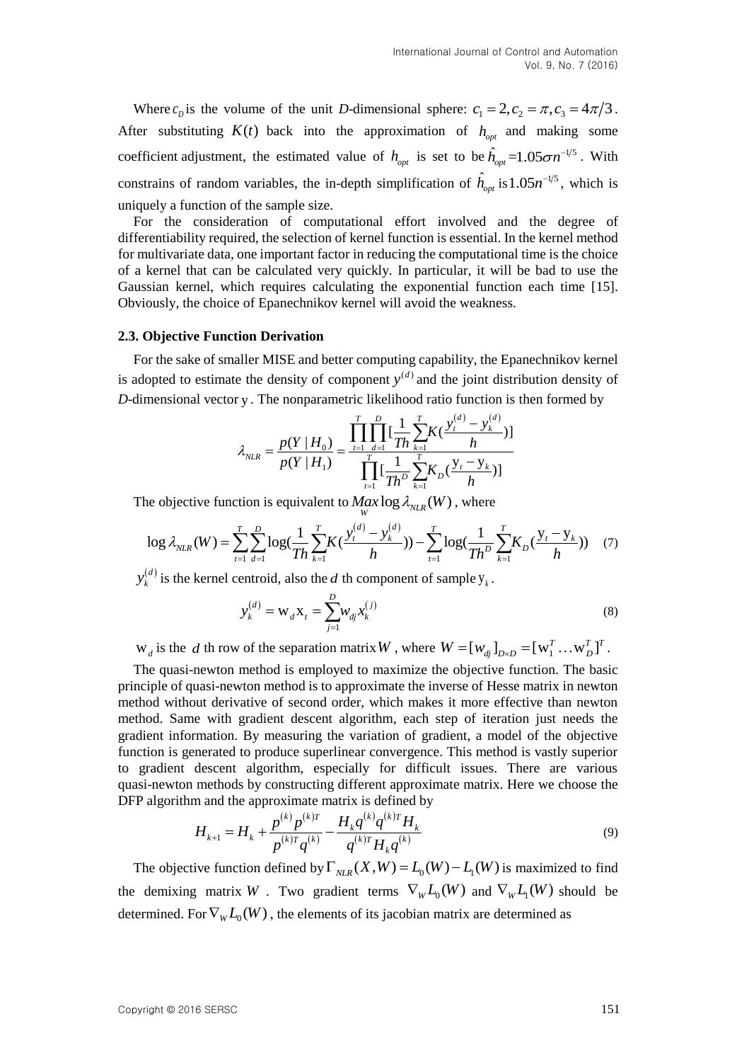Where $c_D$ is the volume of the unit $D$-dimensional sphere: $c_1 = 2, c_2 = \pi, c_3 = 4\pi/3$. After substituting $K(t)$ back into the approximation of $h_{opt}$ and making some coefficient adjustment, the estimated value of $h_{opt}$ is set to be $\hat{h}_{opt} = 1.05\sigma n^{-1/5}$. With constrains of random variables, the in-depth simplification of $\hat{h}_{opt}$ is $1.05n^{-1/5}$, which is uniquely a function of the sample size.

For the consideration of computational effort involved and the degree of differentiability required, the selection of kernel function is essential. In the kernel method for multivariate data, one important factor in reducing the computational time is the choice of a kernel that can be calculated very quickly. In particular, it will be bad to use the Gaussian kernel, which requires calculating the exponential function each time [15]. Obviously, the choice of Epanechnikov kernel will avoid the weakness.

### 2.3. Objective Function Derivation

For the sake of smaller MISE and better computing capability, the Epanechnikov kernel is adopted to estimate the density of component $y^{(d)}$ and the joint distribution density of $D$-dimensional vector $\mathrm{y}$. The nonparametric likelihood ratio function is then formed by

$$\lambda_{NLR} = \frac{p(Y \mid H_0)}{p(Y \mid H_1)} = \frac{\prod_{t=1}^{T}\prod_{d=1}^{D}[\frac{1}{Th}\sum_{k=1}^{T}K(\frac{y_t^{(d)} - y_k^{(d)}}{h})]}{\prod_{t=1}^{T}[\frac{1}{Th^D}\sum_{k=1}^{T}K_D(\frac{\mathrm{y}_t - \mathrm{y}_k}{h})]}$$

The objective function is equivalent to $\underset{W}{Max}\log\lambda_{NLR}(W)$, where

$$\log\lambda_{NLR}(W) = \sum_{t=1}^{T}\sum_{d=1}^{D}\log(\frac{1}{Th}\sum_{k=1}^{T}K(\frac{y_t^{(d)} - y_k^{(d)}}{h})) - \sum_{t=1}^{T}\log(\frac{1}{Th^D}\sum_{k=1}^{T}K_D(\frac{\mathrm{y}_t - \mathrm{y}_k}{h})) \quad (7)$$

$y_k^{(d)}$ is the kernel centroid, also the $d$ th component of sample $\mathrm{y}_k$.

$$y_k^{(d)} = \mathrm{w}_d\mathrm{x}_t = \sum_{j=1}^{D} w_{dj}x_k^{(j)} \quad (8)$$

$\mathrm{w}_d$ is the $d$ th row of the separation matrix $W$, where $W = [w_{dj}]_{D\times D} = [\mathrm{w}_1^T \ldots \mathrm{w}_D^T]^T$.

The quasi-newton method is employed to maximize the objective function. The basic principle of quasi-newton method is to approximate the inverse of Hesse matrix in newton method without derivative of second order, which makes it more effective than newton method. Same with gradient descent algorithm, each step of iteration just needs the gradient information. By measuring the variation of gradient, a model of the objective function is generated to produce superlinear convergence. This method is vastly superior to gradient descent algorithm, especially for difficult issues. There are various quasi-newton methods by constructing different approximate matrix. Here we choose the DFP algorithm and the approximate matrix is defined by

$$H_{k+1} = H_k + \frac{p^{(k)}p^{(k)T}}{p^{(k)T}q^{(k)}} - \frac{H_k q^{(k)}q^{(k)T}H_k}{q^{(k)T}H_k q^{(k)}} \quad (9)$$

The objective function defined by $\Gamma_{NLR}(X,W) = L_0(W) - L_1(W)$ is maximized to find the demixing matrix $W$. Two gradient terms $\nabla_W L_0(W)$ and $\nabla_W L_1(W)$ should be determined. For $\nabla_W L_0(W)$, the elements of its jacobian matrix are determined as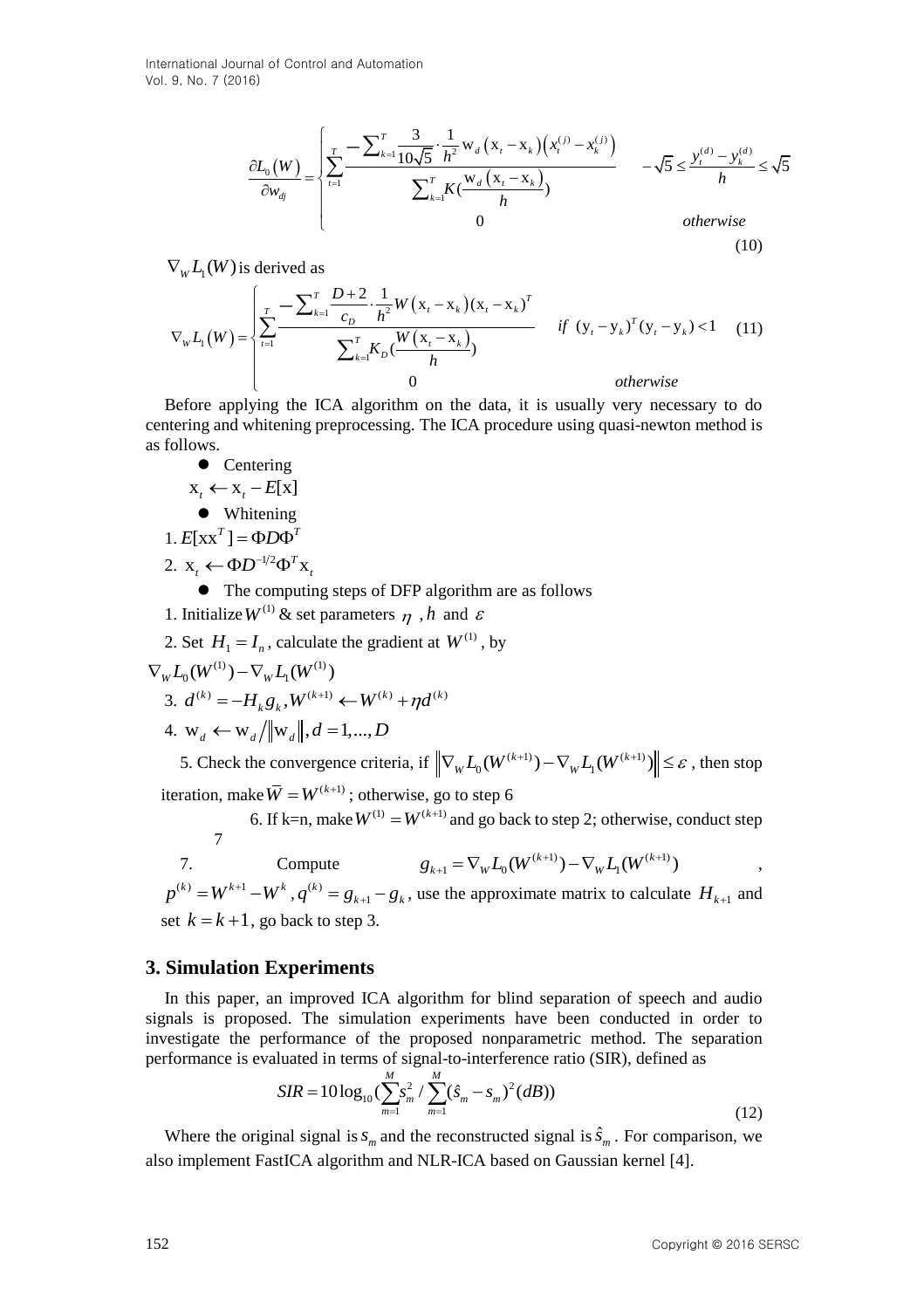$$\frac{\partial L_0(W)}{\partial w_{dj}} = \begin{cases} \sum_{t=1}^{T} \frac{-\sum_{k=1}^{T} \frac{3}{10\sqrt{5}} \cdot \frac{1}{h^2} \mathrm{w}_d \left(\mathrm{x}_t - \mathrm{x}_k\right)\left(x_t^{(j)} - x_k^{(j)}\right)}{\sum_{k=1}^{T} K\left(\frac{\mathrm{w}_d\left(\mathrm{x}_t - \mathrm{x}_k\right)}{h}\right)} & -\sqrt{5} \le \frac{y_t^{(d)} - y_k^{(d)}}{h} \le \sqrt{5} \\ 0 & otherwise \end{cases} \tag{10}$$

$\nabla_W L_1(W)$ is derived as

$$\nabla_W L_1(W) = \begin{cases} \sum_{t=1}^{T} \frac{-\sum_{k=1}^{T} \frac{D+2}{c_D} \cdot \frac{1}{h^2} W\left(\mathrm{x}_t - \mathrm{x}_k\right)(\mathrm{x}_t - \mathrm{x}_k)^T}{\sum_{k=1}^{T} K_D\left(\frac{W\left(\mathrm{x}_t - \mathrm{x}_k\right)}{h}\right)} & if\ (\mathrm{y}_t - \mathrm{y}_k)^T(\mathrm{y}_t - \mathrm{y}_k) < 1 \\ 0 & otherwise \end{cases} \tag{11}$$

Before applying the ICA algorithm on the data, it is usually very necessary to do centering and whitening preprocessing. The ICA procedure using quasi-newton method is as follows.

- Centering

$\mathrm{x}_t \leftarrow \mathrm{x}_t - E[\mathrm{x}]$

- Whitening

1. $E[\mathrm{x}\mathrm{x}^T] = \Phi D \Phi^T$
2. $\mathrm{x}_t \leftarrow \Phi D^{-1/2} \Phi^T \mathrm{x}_t$

- The computing steps of DFP algorithm are as follows

1. Initialize $W^{(1)}$ & set parameters $\eta$, $h$ and $\varepsilon$
2. Set $H_1 = I_n$, calculate the gradient at $W^{(1)}$, by $\nabla_W L_0(W^{(1)}) - \nabla_W L_1(W^{(1)})$
3. $d^{(k)} = -H_k g_k, W^{(k+1)} \leftarrow W^{(k)} + \eta d^{(k)}$
4. $\mathrm{w}_d \leftarrow \mathrm{w}_d / \|\mathrm{w}_d\|, d = 1, ..., D$
5. Check the convergence criteria, if $\left\|\nabla_W L_0(W^{(k+1)}) - \nabla_W L_1(W^{(k+1)})\right\| \le \varepsilon$, then stop iteration, make $\overline{W} = W^{(k+1)}$; otherwise, go to step 6
6. If k=n, make $W^{(1)} = W^{(k+1)}$ and go back to step 2; otherwise, conduct step 7
7. Compute $g_{k+1} = \nabla_W L_0(W^{(k+1)}) - \nabla_W L_1(W^{(k+1)})$, $p^{(k)} = W^{k+1} - W^k$, $q^{(k)} = g_{k+1} - g_k$, use the approximate matrix to calculate $H_{k+1}$ and set $k = k+1$, go back to step 3.

## 3. Simulation Experiments

In this paper, an improved ICA algorithm for blind separation of speech and audio signals is proposed. The simulation experiments have been conducted in order to investigate the performance of the proposed nonparametric method. The separation performance is evaluated in terms of signal-to-interference ratio (SIR), defined as

$$SIR = 10\log_{10}\left(\sum_{m=1}^{M} s_m^2 / \sum_{m=1}^{M} (\hat{s}_m - s_m)^2 (dB)\right) \tag{12}$$

Where the original signal is $s_m$ and the reconstructed signal is $\hat{s}_m$. For comparison, we also implement FastICA algorithm and NLR-ICA based on Gaussian kernel [4].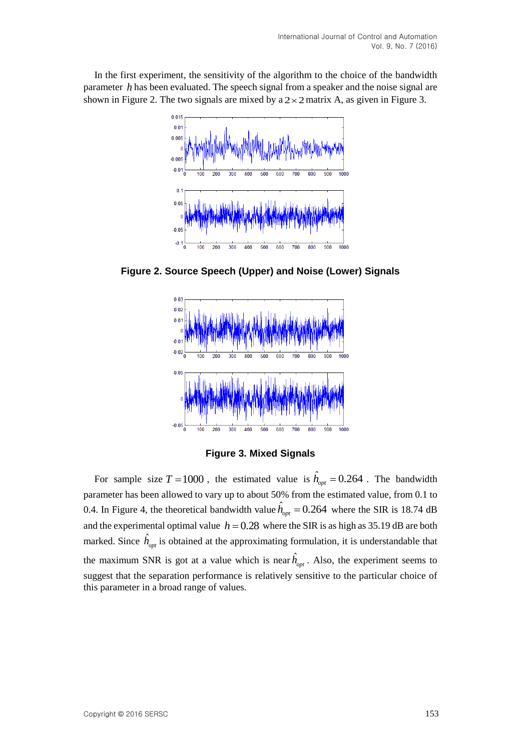In the first experiment, the sensitivity of the algorithm to the choice of the bandwidth parameter $h$ has been evaluated. The speech signal from a speaker and the noise signal are shown in Figure 2. The two signals are mixed by a $2 \times 2$ matrix A, as given in Figure 3.

**Figure 2. Source Speech (Upper) and Noise (Lower) Signals**

**Figure 3. Mixed Signals**

For sample size $T = 1000$, the estimated value is $\hat{h}_{opt} = 0.264$. The bandwidth parameter has been allowed to vary up to about 50% from the estimated value, from 0.1 to 0.4. In Figure 4, the theoretical bandwidth value $\hat{h}_{opt} = 0.264$ where the SIR is 18.74 dB and the experimental optimal value $h = 0.28$ where the SIR is as high as 35.19 dB are both marked. Since $\hat{h}_{opt}$ is obtained at the approximating formulation, it is understandable that the maximum SNR is got at a value which is near $\hat{h}_{opt}$. Also, the experiment seems to suggest that the separation performance is relatively sensitive to the particular choice of this parameter in a broad range of values.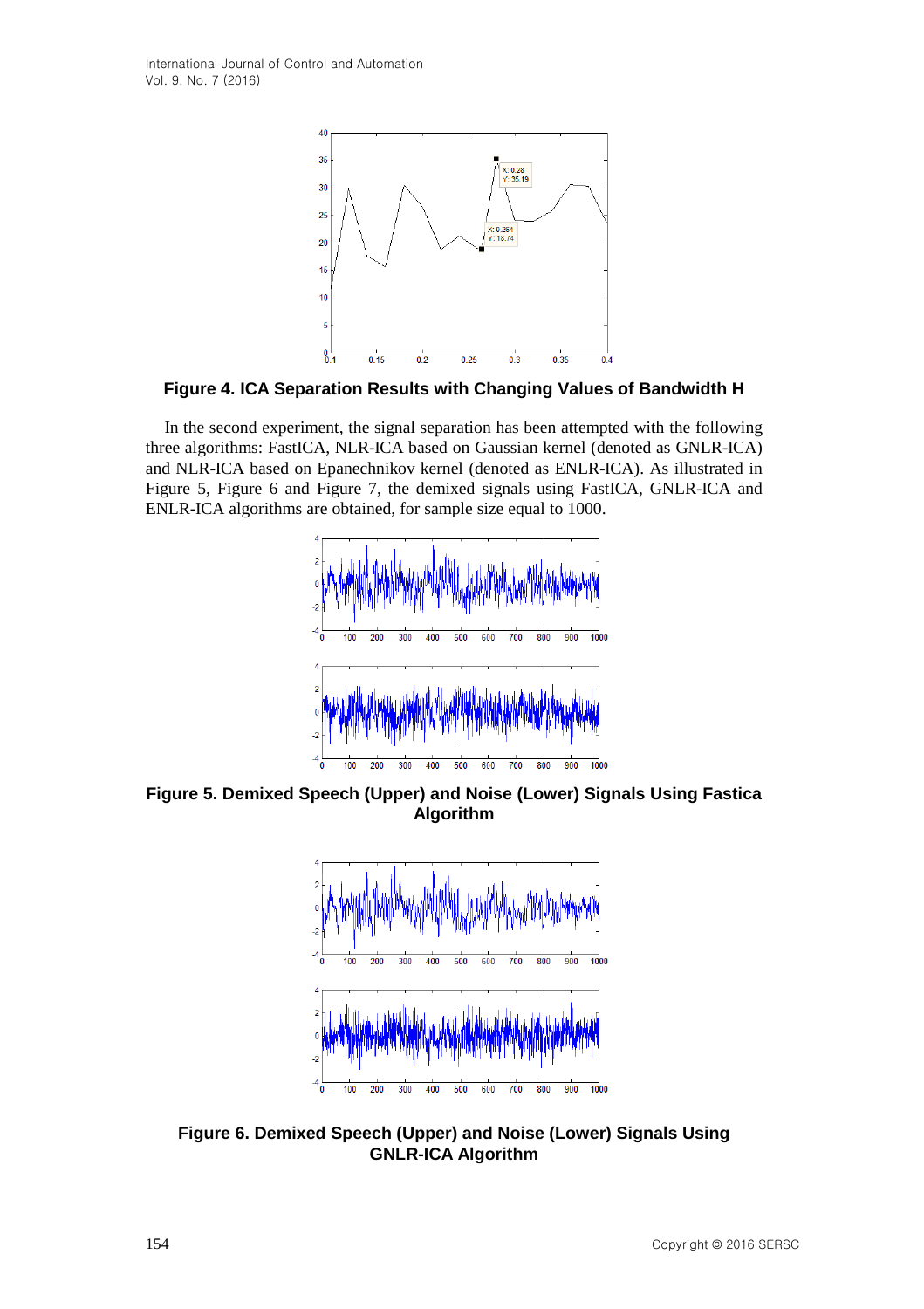**Figure 4. ICA Separation Results with Changing Values of Bandwidth H**

In the second experiment, the signal separation has been attempted with the following three algorithms: FastICA, NLR-ICA based on Gaussian kernel (denoted as GNLR-ICA) and NLR-ICA based on Epanechnikov kernel (denoted as ENLR-ICA). As illustrated in Figure 5, Figure 6 and Figure 7, the demixed signals using FastICA, GNLR-ICA and ENLR-ICA algorithms are obtained, for sample size equal to 1000.

**Figure 5. Demixed Speech (Upper) and Noise (Lower) Signals Using Fastica Algorithm**

**Figure 6. Demixed Speech (Upper) and Noise (Lower) Signals Using GNLR-ICA Algorithm**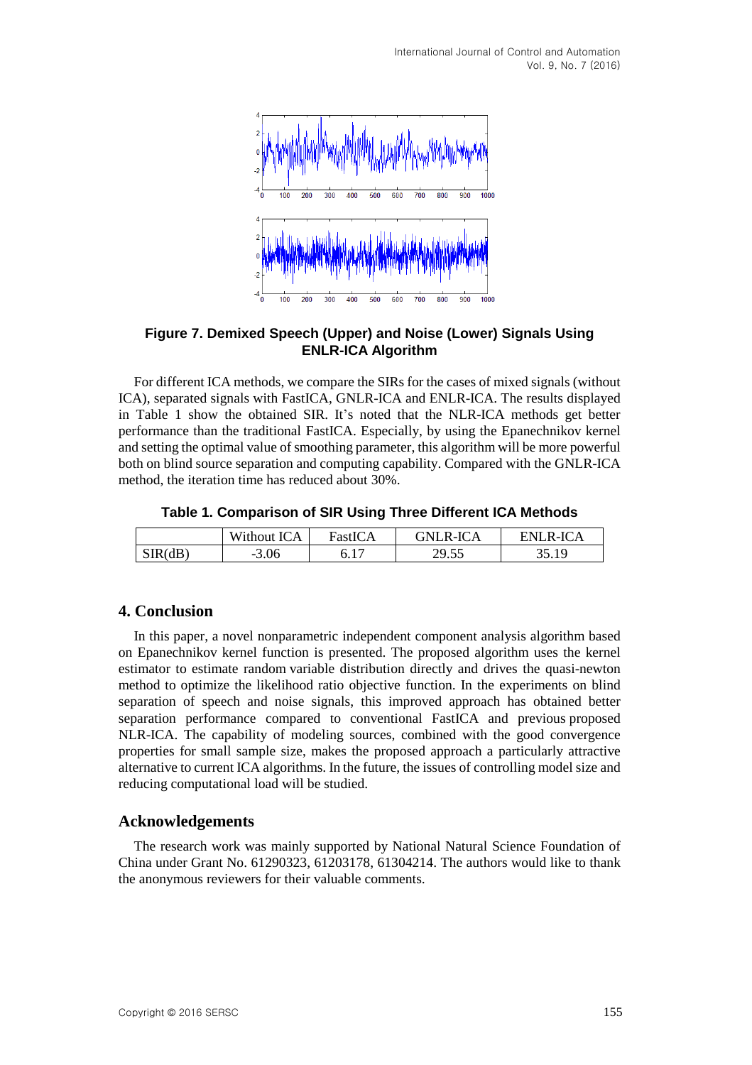**Figure 7. Demixed Speech (Upper) and Noise (Lower) Signals Using ENLR-ICA Algorithm**

For different ICA methods, we compare the SIRs for the cases of mixed signals (without ICA), separated signals with FastICA, GNLR-ICA and ENLR-ICA. The results displayed in Table 1 show the obtained SIR. It's noted that the NLR-ICA methods get better performance than the traditional FastICA. Especially, by using the Epanechnikov kernel and setting the optimal value of smoothing parameter, this algorithm will be more powerful both on blind source separation and computing capability. Compared with the GNLR-ICA method, the iteration time has reduced about 30%.

**Table 1. Comparison of SIR Using Three Different ICA Methods**

| | Without ICA | FastICA | GNLR-ICA | ENLR-ICA |
|---|---|---|---|---|
| SIR(dB) | -3.06 | 6.17 | 29.55 | 35.19 |

## 4. Conclusion

In this paper, a novel nonparametric independent component analysis algorithm based on Epanechnikov kernel function is presented. The proposed algorithm uses the kernel estimator to estimate random variable distribution directly and drives the quasi-newton method to optimize the likelihood ratio objective function. In the experiments on blind separation of speech and noise signals, this improved approach has obtained better separation performance compared to conventional FastICA and previous proposed NLR-ICA. The capability of modeling sources, combined with the good convergence properties for small sample size, makes the proposed approach a particularly attractive alternative to current ICA algorithms. In the future, the issues of controlling model size and reducing computational load will be studied.

## Acknowledgements

The research work was mainly supported by National Natural Science Foundation of China under Grant No. 61290323, 61203178, 61304214. The authors would like to thank the anonymous reviewers for their valuable comments.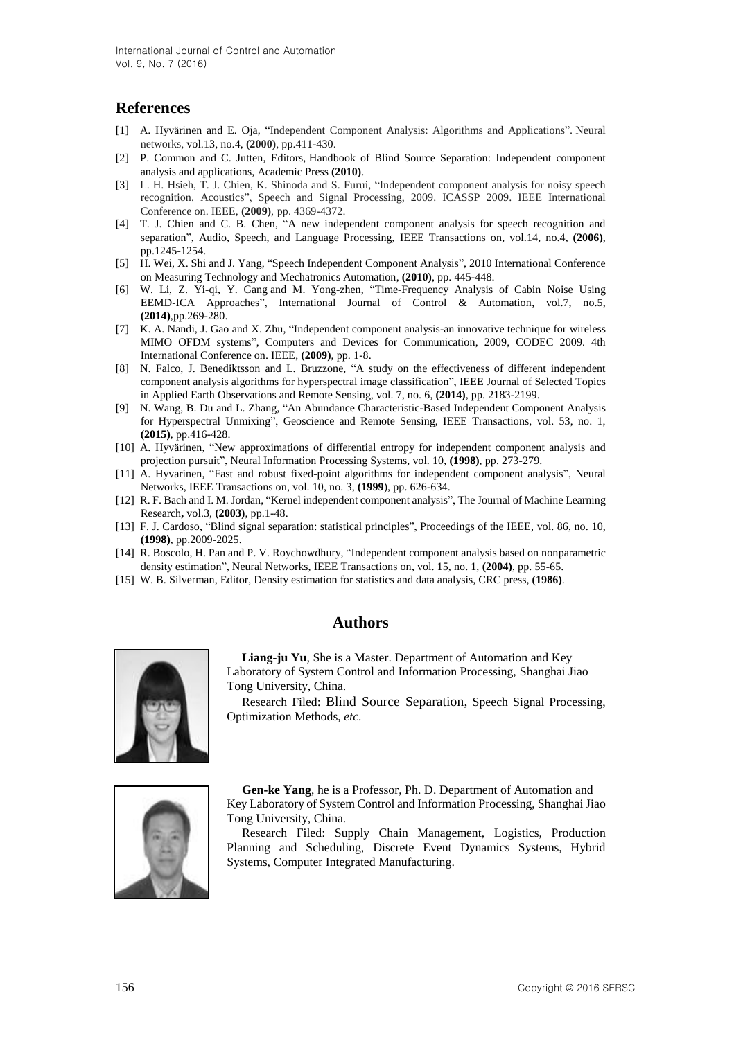## References

[1] A. Hyvärinen and E. Oja, "Independent Component Analysis: Algorithms and Applications". Neural networks, vol.13, no.4, **(2000)**, pp.411-430.

[2] P. Common and C. Jutten, Editors, Handbook of Blind Source Separation: Independent component analysis and applications, Academic Press **(2010)**.

[3] L. H. Hsieh, T. J. Chien, K. Shinoda and S. Furui, "Independent component analysis for noisy speech recognition. Acoustics", Speech and Signal Processing, 2009. ICASSP 2009. IEEE International Conference on. IEEE, **(2009)**, pp. 4369-4372.

[4] T. J. Chien and C. B. Chen, "A new independent component analysis for speech recognition and separation", Audio, Speech, and Language Processing, IEEE Transactions on, vol.14, no.4, **(2006)**, pp.1245-1254.

[5] H. Wei, X. Shi and J. Yang, "Speech Independent Component Analysis", 2010 International Conference on Measuring Technology and Mechatronics Automation, **(2010)**, pp. 445-448.

[6] W. Li, Z. Yi-qi, Y. Gang and M. Yong-zhen, "Time-Frequency Analysis of Cabin Noise Using EEMD-ICA Approaches", International Journal of Control & Automation, vol.7, no.5, **(2014)**,pp.269-280.

[7] K. A. Nandi, J. Gao and X. Zhu, "Independent component analysis-an innovative technique for wireless MIMO OFDM systems", Computers and Devices for Communication, 2009, CODEC 2009. 4th International Conference on. IEEE, **(2009)**, pp. 1-8.

[8] N. Falco, J. Benediktsson and L. Bruzzone, "A study on the effectiveness of different independent component analysis algorithms for hyperspectral image classification", IEEE Journal of Selected Topics in Applied Earth Observations and Remote Sensing, vol. 7, no. 6, **(2014)**, pp. 2183-2199.

[9] N. Wang, B. Du and L. Zhang, "An Abundance Characteristic-Based Independent Component Analysis for Hyperspectral Unmixing", Geoscience and Remote Sensing, IEEE Transactions, vol. 53, no. 1, **(2015)**, pp.416-428.

[10] A. Hyvärinen, "New approximations of differential entropy for independent component analysis and projection pursuit", Neural Information Processing Systems, vol. 10, **(1998)**, pp. 273-279.

[11] A. Hyvarinen, "Fast and robust fixed-point algorithms for independent component analysis", Neural Networks, IEEE Transactions on, vol. 10, no. 3, **(1999**), pp. 626-634.

[12] R. F. Bach and I. M. Jordan, "Kernel independent component analysis", The Journal of Machine Learning Research**,** vol.3, **(2003)**, pp.1-48.

[13] F. J. Cardoso, "Blind signal separation: statistical principles", Proceedings of the IEEE, vol. 86, no. 10, **(1998)**, pp.2009-2025.

[14] R. Boscolo, H. Pan and P. V. Roychowdhury, "Independent component analysis based on nonparametric density estimation", Neural Networks, IEEE Transactions on, vol. 15, no. 1, **(2004)**, pp. 55-65.

[15] W. B. Silverman, Editor, Density estimation for statistics and data analysis, CRC press, **(1986)**.

## Authors

**Liang-ju Yu**, She is a Master. Department of Automation and Key Laboratory of System Control and Information Processing, Shanghai Jiao Tong University, China.

Research Filed: Blind Source Separation, Speech Signal Processing, Optimization Methods, *etc*.

**Gen-ke Yang**, he is a Professor, Ph. D. Department of Automation and Key Laboratory of System Control and Information Processing, Shanghai Jiao Tong University, China.

Research Filed: Supply Chain Management, Logistics, Production Planning and Scheduling, Discrete Event Dynamics Systems, Hybrid Systems, Computer Integrated Manufacturing.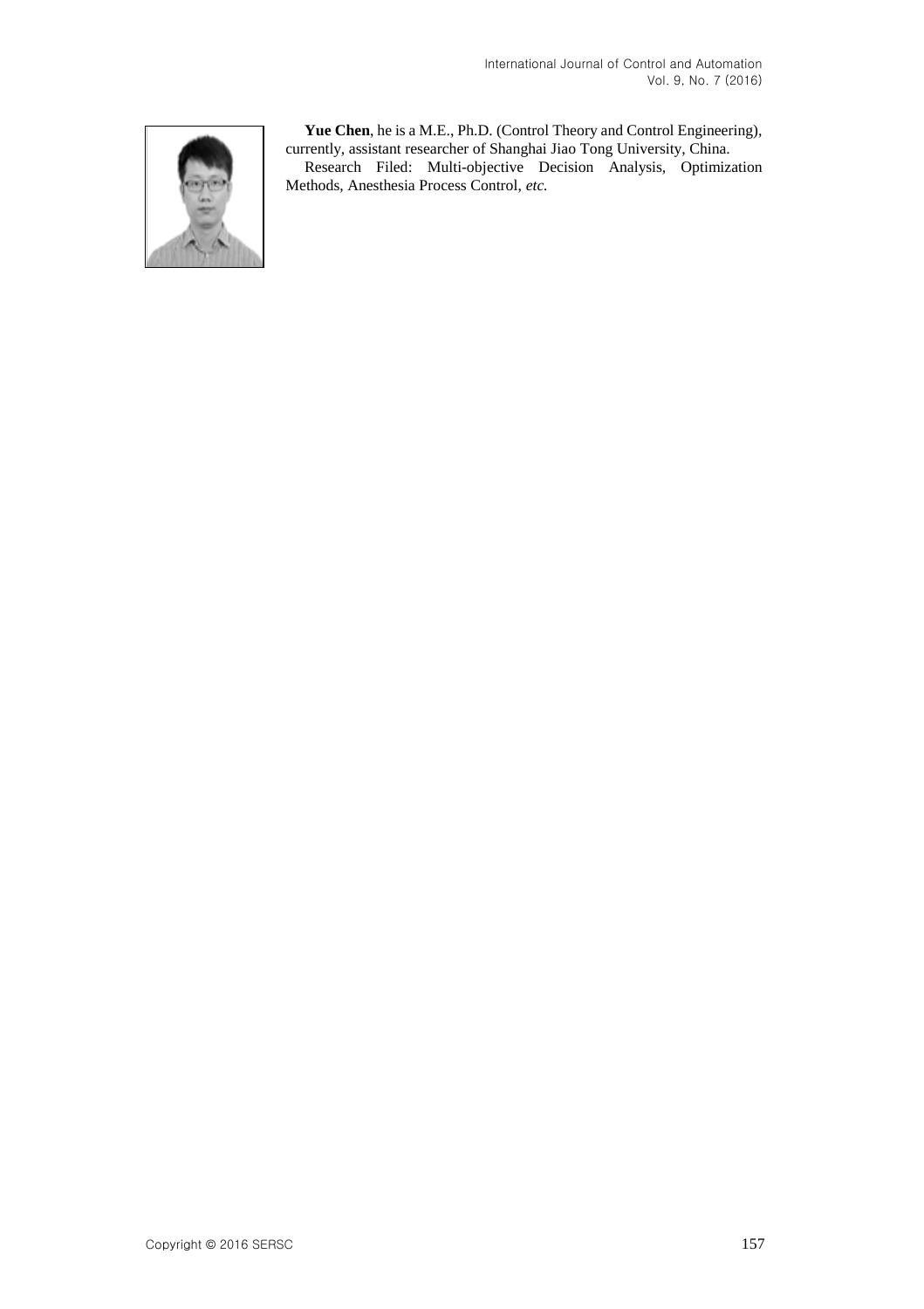**Yue Chen**, he is a M.E., Ph.D. (Control Theory and Control Engineering), currently, assistant researcher of Shanghai Jiao Tong University, China.

Research Filed: Multi-objective Decision Analysis, Optimization Methods, Anesthesia Process Control, *etc.*